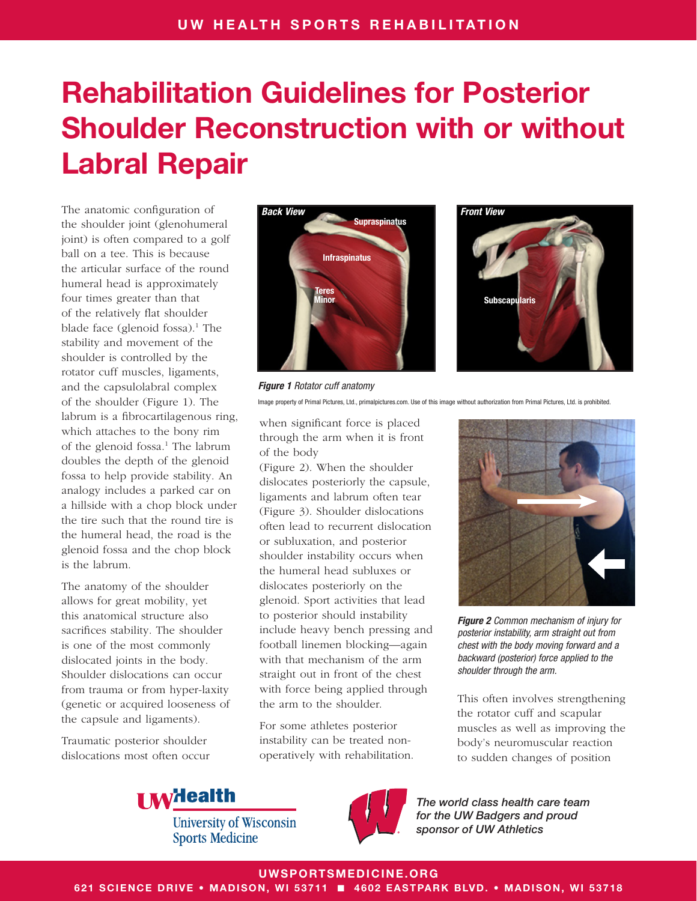# Rehabilitation Guidelines for Posterior Shoulder Reconstruction with or without Labral Repair

The anatomic configuration of the shoulder joint (glenohumeral joint) is often compared to a golf ball on a tee. This is because the articular surface of the round humeral head is approximately four times greater than that of the relatively flat shoulder blade face (glenoid fossa).[1] The stability and movement of the shoulder is controlled by the rotator cuff muscles, ligaments, and the capsulolabral complex of the shoulder (Figure 1). The labrum is a fibrocartilagenous ring, which attaches to the bony rim of the glenoid fossa.[1] The labrum doubles the depth of the glenoid fossa to help provide stability. An analogy includes a parked car on a hillside with a chop block under the tire such that the round tire is the humeral head, the road is the glenoid fossa and the chop block is the labrum.

The anatomy of the shoulder allows for great mobility, yet this anatomical structure also sacrifices stability. The shoulder is one of the most commonly dislocated joints in the body. Shoulder dislocations can occur from trauma or from hyper-laxity (genetic or acquired looseness of the capsule and ligaments).

Traumatic posterior shoulder dislocations most often occur when significant force is placed through the arm when it is front of the body (Figure 2). When the shoulder dislocates posteriorly the capsule, ligaments and labrum often tear (Figure 3). Shoulder dislocations often lead to recurrent dislocation or subluxation, and posterior shoulder instability occurs when the humeral head subluxes or dislocates posteriorly on the glenoid. Sport activities that lead to posterior should instability include heavy bench pressing and football linemen blocking—again with that mechanism of the arm straight out in front of the chest with force being applied through the arm to the shoulder.

*Figure 1* Rotator cuff anatomy

Image property of Primal Pictures, Ltd., primalpictures.com. Use of this image without authorization from Primal Pictures, Ltd. is prohibited.

*Figure 2* Common mechanism of injury for posterior instability, arm straight out from chest with the body moving forward and a backward (posterior) force applied to the shoulder through the arm.

For some athletes posterior instability can be treated non-operatively with rehabilitation. This often involves strengthening the rotator cuff and scapular muscles as well as improving the body's neuromuscular reaction to sudden changes of position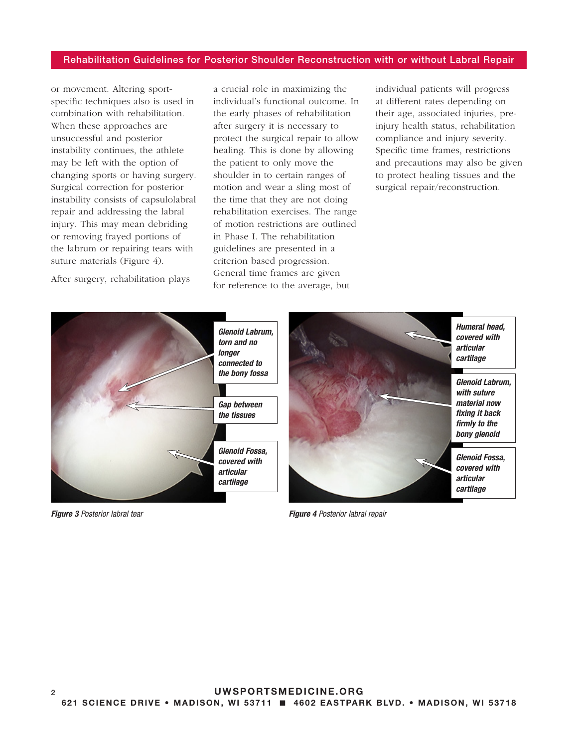or movement. Altering sport-specific techniques also is used in combination with rehabilitation. When these approaches are unsuccessful and posterior instability continues, the athlete may be left with the option of changing sports or having surgery. Surgical correction for posterior instability consists of capsulolabral repair and addressing the labral injury. This may mean debriding or removing frayed portions of the labrum or repairing tears with suture materials (Figure 4).

After surgery, rehabilitation plays a crucial role in maximizing the individual's functional outcome. In the early phases of rehabilitation after surgery it is necessary to protect the surgical repair to allow healing. This is done by allowing the patient to only move the shoulder in to certain ranges of motion and wear a sling most of the time that they are not doing rehabilitation exercises. The range of motion restrictions are outlined in Phase I. The rehabilitation guidelines are presented in a criterion based progression. General time frames are given for reference to the average, but individual patients will progress at different rates depending on their age, associated injuries, pre-injury health status, rehabilitation compliance and injury severity. Specific time frames, restrictions and precautions may also be given to protect healing tissues and the surgical repair/reconstruction.

***Glenoid Labrum, torn and no longer connected to the bony fossa***

***Gap between the tissues***

***Glenoid Fossa, covered with articular cartilage***

***Figure 3*** *Posterior labral tear*

***Humeral head, covered with articular cartilage***

***Glenoid Labrum, with suture material now fixing it back firmly to the bony glenoid***

***Glenoid Fossa, covered with articular cartilage***

***Figure 4*** *Posterior labral repair*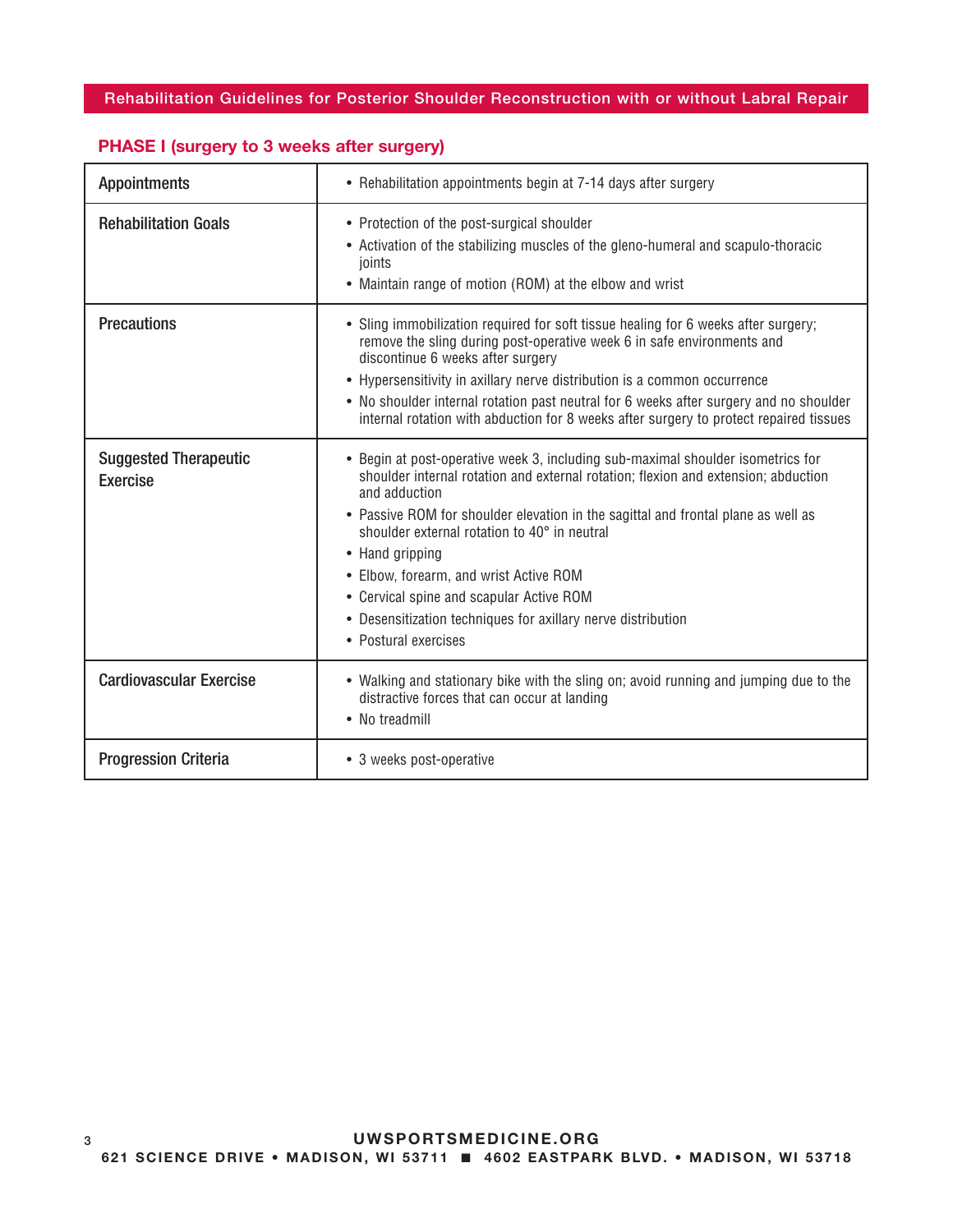## PHASE I (surgery to 3 weeks after surgery)

| | |
|---|---|
| **Appointments** | • Rehabilitation appointments begin at 7-14 days after surgery |
| **Rehabilitation Goals** | • Protection of the post-surgical shoulder<br>• Activation of the stabilizing muscles of the gleno-humeral and scapulo-thoracic joints<br>• Maintain range of motion (ROM) at the elbow and wrist |
| **Precautions** | • Sling immobilization required for soft tissue healing for 6 weeks after surgery; remove the sling during post-operative week 6 in safe environments and discontinue 6 weeks after surgery<br>• Hypersensitivity in axillary nerve distribution is a common occurrence<br>• No shoulder internal rotation past neutral for 6 weeks after surgery and no shoulder internal rotation with abduction for 8 weeks after surgery to protect repaired tissues |
| **Suggested Therapeutic Exercise** | • Begin at post-operative week 3, including sub-maximal shoulder isometrics for shoulder internal rotation and external rotation; flexion and extension; abduction and adduction<br>• Passive ROM for shoulder elevation in the sagittal and frontal plane as well as shoulder external rotation to 40° in neutral<br>• Hand gripping<br>• Elbow, forearm, and wrist Active ROM<br>• Cervical spine and scapular Active ROM<br>• Desensitization techniques for axillary nerve distribution<br>• Postural exercises |
| **Cardiovascular Exercise** | • Walking and stationary bike with the sling on; avoid running and jumping due to the distractive forces that can occur at landing<br>• No treadmill |
| **Progression Criteria** | • 3 weeks post-operative |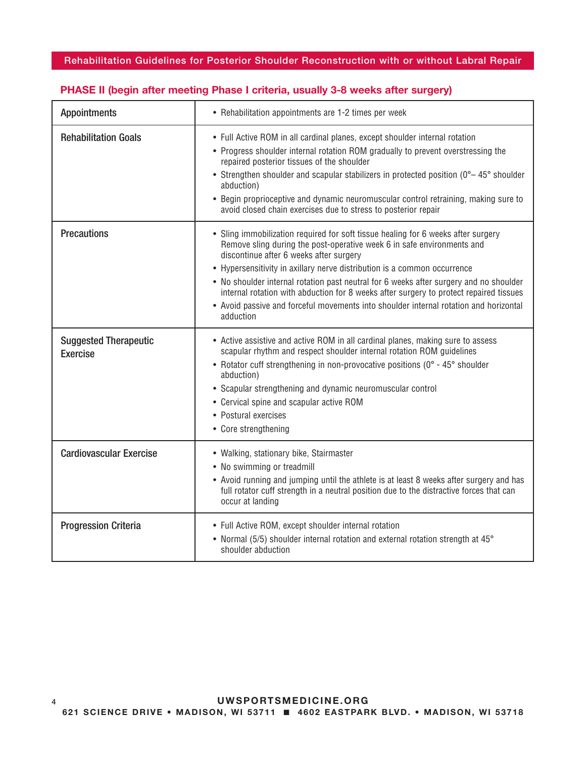## PHASE II (begin after meeting Phase I criteria, usually 3-8 weeks after surgery)

| | |
|---|---|
| **Appointments** | • Rehabilitation appointments are 1-2 times per week |
| **Rehabilitation Goals** | • Full Active ROM in all cardinal planes, except shoulder internal rotation<br>• Progress shoulder internal rotation ROM gradually to prevent overstressing the repaired posterior tissues of the shoulder<br>• Strengthen shoulder and scapular stabilizers in protected position (0°– 45° shoulder abduction)<br>• Begin proprioceptive and dynamic neuromuscular control retraining, making sure to avoid closed chain exercises due to stress to posterior repair |
| **Precautions** | • Sling immobilization required for soft tissue healing for 6 weeks after surgery Remove sling during the post-operative week 6 in safe environments and discontinue after 6 weeks after surgery<br>• Hypersensitivity in axillary nerve distribution is a common occurrence<br>• No shoulder internal rotation past neutral for 6 weeks after surgery and no shoulder internal rotation with abduction for 8 weeks after surgery to protect repaired tissues<br>• Avoid passive and forceful movements into shoulder internal rotation and horizontal adduction |
| **Suggested Therapeutic Exercise** | • Active assistive and active ROM in all cardinal planes, making sure to assess scapular rhythm and respect shoulder internal rotation ROM guidelines<br>• Rotator cuff strengthening in non-provocative positions (0° - 45° shoulder abduction)<br>• Scapular strengthening and dynamic neuromuscular control<br>• Cervical spine and scapular active ROM<br>• Postural exercises<br>• Core strengthening |
| **Cardiovascular Exercise** | • Walking, stationary bike, Stairmaster<br>• No swimming or treadmill<br>• Avoid running and jumping until the athlete is at least 8 weeks after surgery and has full rotator cuff strength in a neutral position due to the distractive forces that can occur at landing |
| **Progression Criteria** | • Full Active ROM, except shoulder internal rotation<br>• Normal (5/5) shoulder internal rotation and external rotation strength at 45° shoulder abduction |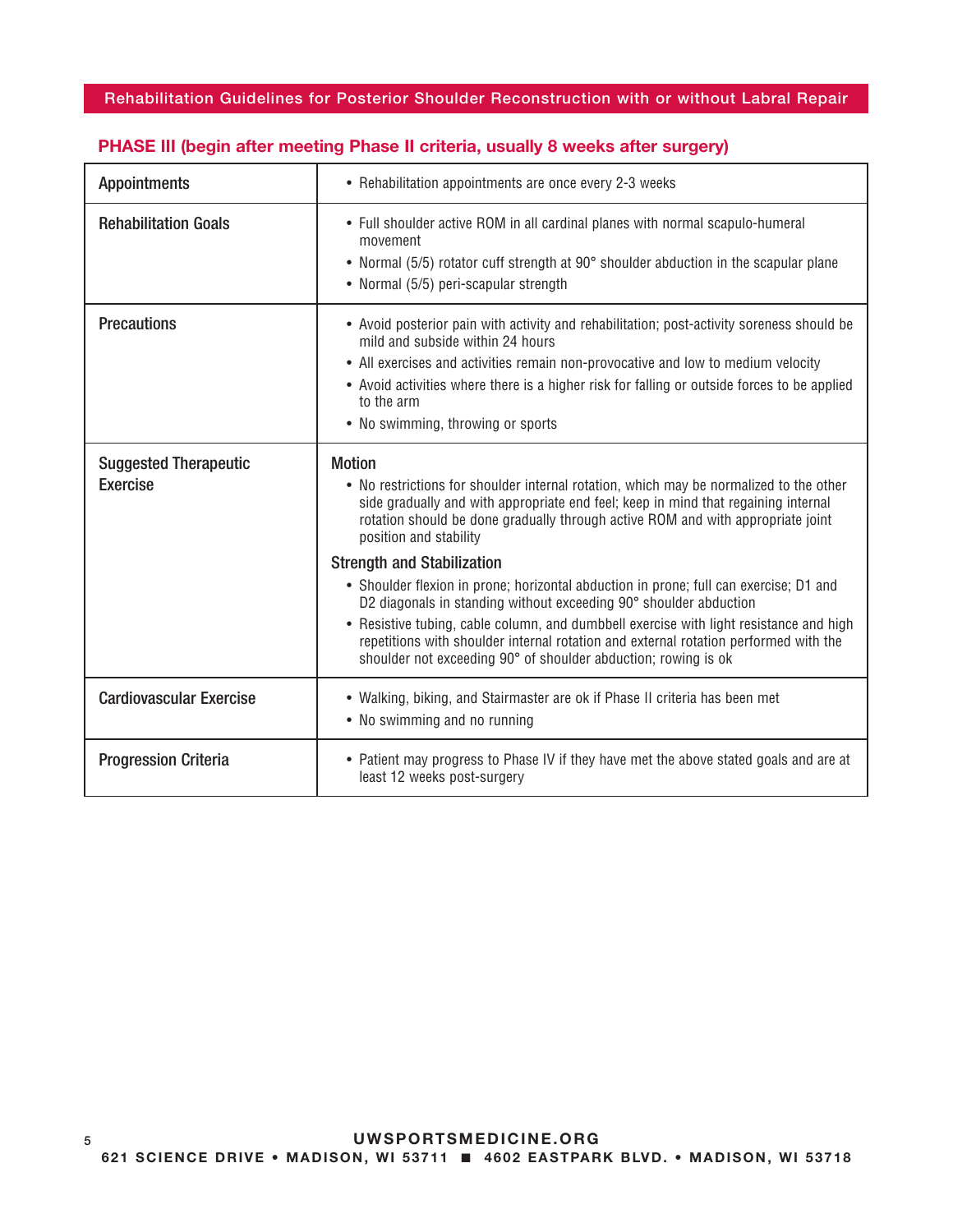## PHASE III (begin after meeting Phase II criteria, usually 8 weeks after surgery)

| | |
|---|---|
| Appointments | • Rehabilitation appointments are once every 2-3 weeks |
| Rehabilitation Goals | • Full shoulder active ROM in all cardinal planes with normal scapulo-humeral movement<br>• Normal (5/5) rotator cuff strength at 90° shoulder abduction in the scapular plane<br>• Normal (5/5) peri-scapular strength |
| Precautions | • Avoid posterior pain with activity and rehabilitation; post-activity soreness should be mild and subside within 24 hours<br>• All exercises and activities remain non-provocative and low to medium velocity<br>• Avoid activities where there is a higher risk for falling or outside forces to be applied to the arm<br>• No swimming, throwing or sports |
| Suggested Therapeutic Exercise | **Motion**<br>• No restrictions for shoulder internal rotation, which may be normalized to the other side gradually and with appropriate end feel; keep in mind that regaining internal rotation should be done gradually through active ROM and with appropriate joint position and stability<br>**Strength and Stabilization**<br>• Shoulder flexion in prone; horizontal abduction in prone; full can exercise; D1 and D2 diagonals in standing without exceeding 90° shoulder abduction<br>• Resistive tubing, cable column, and dumbbell exercise with light resistance and high repetitions with shoulder internal rotation and external rotation performed with the shoulder not exceeding 90° of shoulder abduction; rowing is ok |
| Cardiovascular Exercise | • Walking, biking, and Stairmaster are ok if Phase II criteria has been met<br>• No swimming and no running |
| Progression Criteria | • Patient may progress to Phase IV if they have met the above stated goals and are at least 12 weeks post-surgery |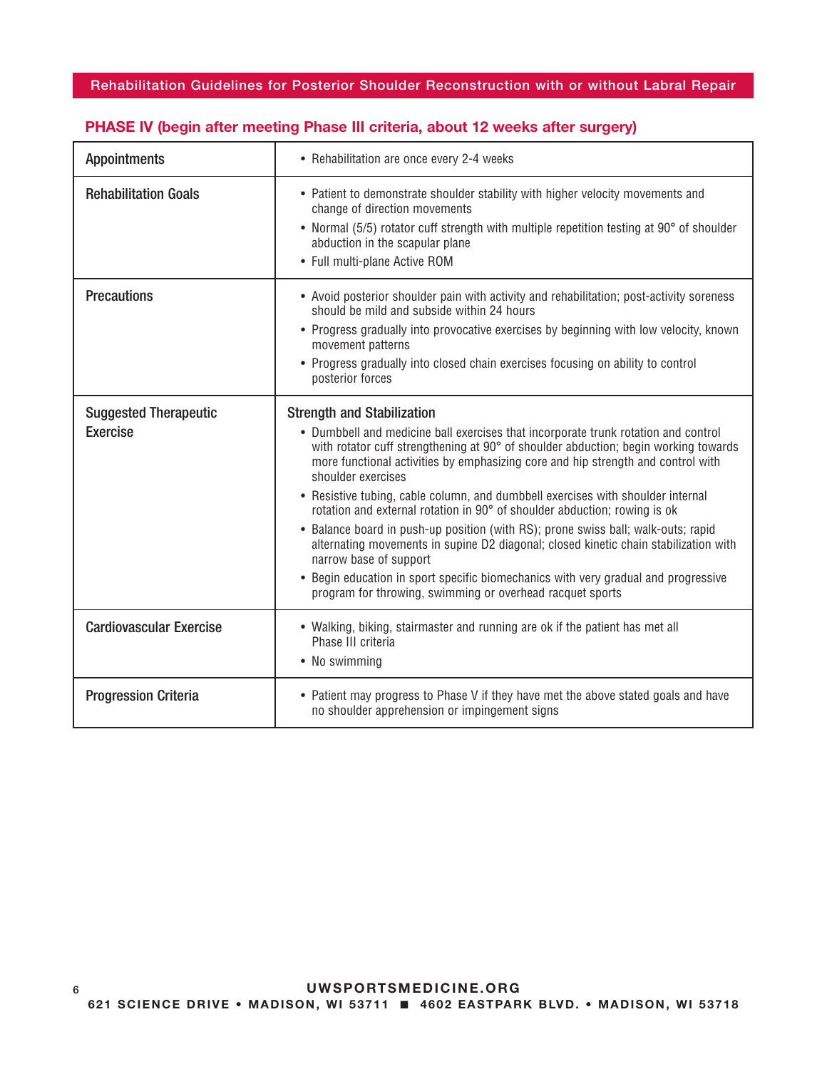## PHASE IV (begin after meeting Phase III criteria, about 12 weeks after surgery)

| | |
|---|---|
| **Appointments** | • Rehabilitation are once every 2-4 weeks |
| **Rehabilitation Goals** | • Patient to demonstrate shoulder stability with higher velocity movements and change of direction movements<br>• Normal (5/5) rotator cuff strength with multiple repetition testing at 90° of shoulder abduction in the scapular plane<br>• Full multi-plane Active ROM |
| **Precautions** | • Avoid posterior shoulder pain with activity and rehabilitation; post-activity soreness should be mild and subside within 24 hours<br>• Progress gradually into provocative exercises by beginning with low velocity, known movement patterns<br>• Progress gradually into closed chain exercises focusing on ability to control posterior forces |
| **Suggested Therapeutic Exercise** | **Strength and Stabilization**<br>• Dumbbell and medicine ball exercises that incorporate trunk rotation and control with rotator cuff strengthening at 90° of shoulder abduction; begin working towards more functional activities by emphasizing core and hip strength and control with shoulder exercises<br>• Resistive tubing, cable column, and dumbbell exercises with shoulder internal rotation and external rotation in 90° of shoulder abduction; rowing is ok<br>• Balance board in push-up position (with RS); prone swiss ball; walk-outs; rapid alternating movements in supine D2 diagonal; closed kinetic chain stabilization with narrow base of support<br>• Begin education in sport specific biomechanics with very gradual and progressive program for throwing, swimming or overhead racquet sports |
| **Cardiovascular Exercise** | • Walking, biking, stairmaster and running are ok if the patient has met all Phase III criteria<br>• No swimming |
| **Progression Criteria** | • Patient may progress to Phase V if they have met the above stated goals and have no shoulder apprehension or impingement signs |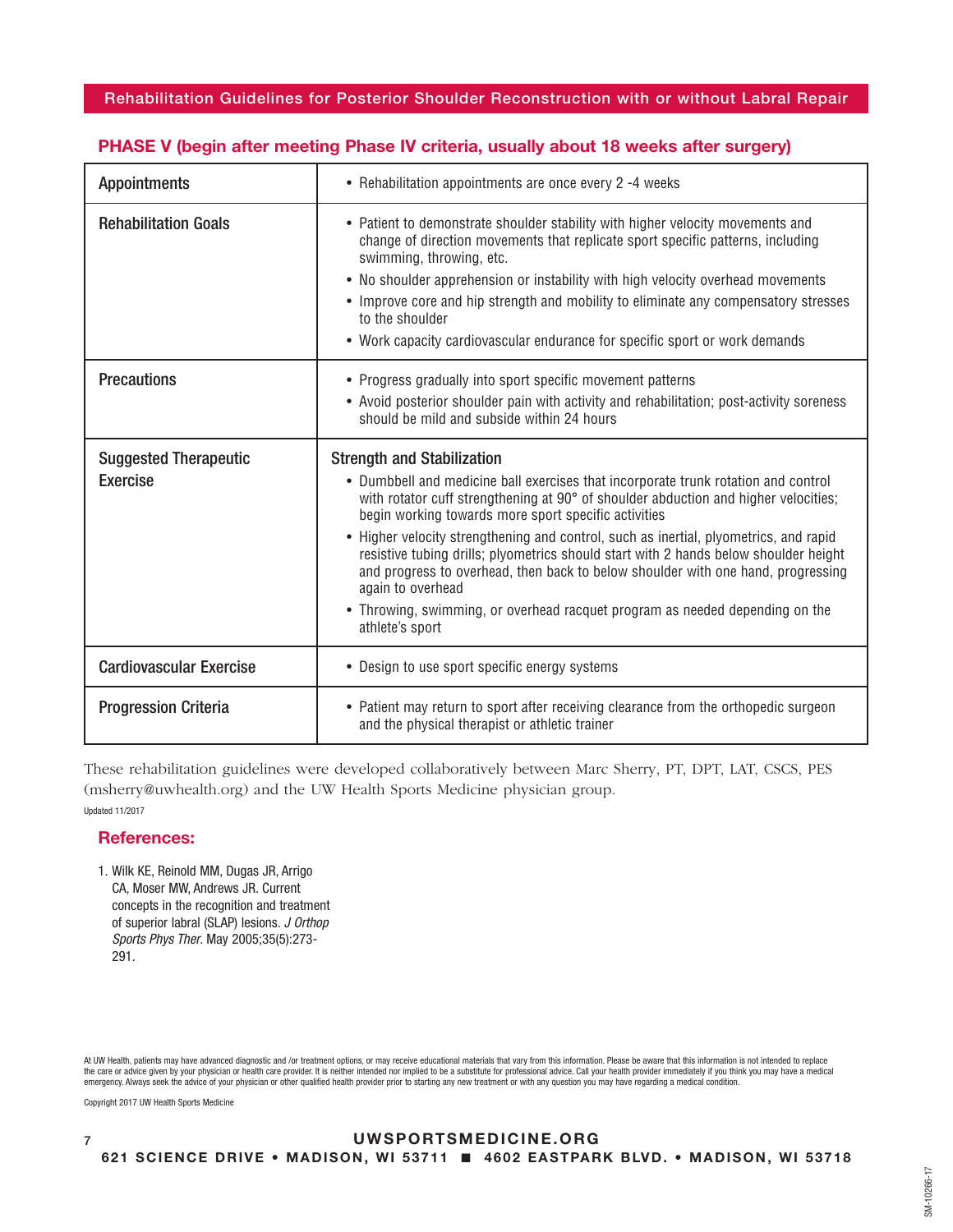## PHASE V (begin after meeting Phase IV criteria, usually about 18 weeks after surgery)

| | |
|---|---|
| Appointments | • Rehabilitation appointments are once every 2 -4 weeks |
| Rehabilitation Goals | • Patient to demonstrate shoulder stability with higher velocity movements and change of direction movements that replicate sport specific patterns, including swimming, throwing, etc.<br>• No shoulder apprehension or instability with high velocity overhead movements<br>• Improve core and hip strength and mobility to eliminate any compensatory stresses to the shoulder<br>• Work capacity cardiovascular endurance for specific sport or work demands |
| Precautions | • Progress gradually into sport specific movement patterns<br>• Avoid posterior shoulder pain with activity and rehabilitation; post-activity soreness should be mild and subside within 24 hours |
| Suggested Therapeutic Exercise | **Strength and Stabilization**<br>• Dumbbell and medicine ball exercises that incorporate trunk rotation and control with rotator cuff strengthening at 90° of shoulder abduction and higher velocities; begin working towards more sport specific activities<br>• Higher velocity strengthening and control, such as inertial, plyometrics, and rapid resistive tubing drills; plyometrics should start with 2 hands below shoulder height and progress to overhead, then back to below shoulder with one hand, progressing again to overhead<br>• Throwing, swimming, or overhead racquet program as needed depending on the athlete's sport |
| Cardiovascular Exercise | • Design to use sport specific energy systems |
| Progression Criteria | • Patient may return to sport after receiving clearance from the orthopedic surgeon and the physical therapist or athletic trainer |

These rehabilitation guidelines were developed collaboratively between Marc Sherry, PT, DPT, LAT, CSCS, PES (msherry@uwhealth.org) and the UW Health Sports Medicine physician group.

Updated 11/2017

## References:

1. Wilk KE, Reinold MM, Dugas JR, Arrigo CA, Moser MW, Andrews JR. Current concepts in the recognition and treatment of superior labral (SLAP) lesions. *J Orthop Sports Phys Ther*. May 2005;35(5):273-291.

At UW Health, patients may have advanced diagnostic and /or treatment options, or may receive educational materials that vary from this information. Please be aware that this information is not intended to replace the care or advice given by your physician or health care provider. It is neither intended nor implied to be a substitute for professional advice. Call your health provider immediately if you think you may have a medical emergency. Always seek the advice of your physician or other qualified health provider prior to starting any new treatment or with any question you may have regarding a medical condition.

Copyright 2017 UW Health Sports Medicine

**UWSPORTSMEDICINE.ORG**
**621 SCIENCE DRIVE • MADISON, WI 53711 ■ 4602 EASTPARK BLVD. • MADISON, WI 53718**

SM-10286-17